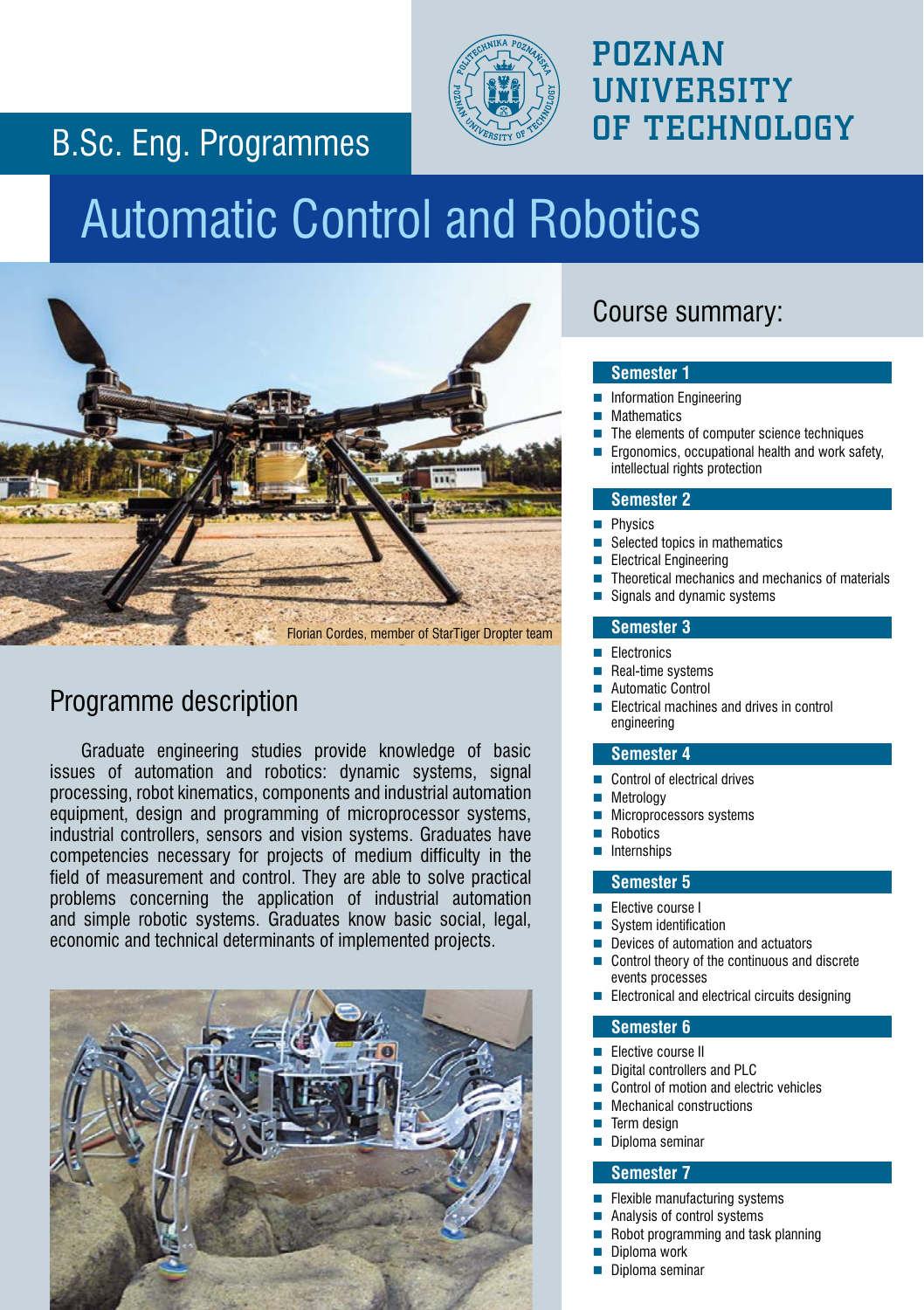# POZNAN UNIVERSITY OF TECHNOLOGY

B.Sc. Eng. Programmes

# Automatic Control and Robotics

Florian Cordes, member of StarTiger Dropter team

## Programme description

Graduate engineering studies provide knowledge of basic issues of automation and robotics: dynamic systems, signal processing, robot kinematics, components and industrial automation equipment, design and programming of microprocessor systems, industrial controllers, sensors and vision systems. Graduates have competencies necessary for projects of medium difficulty in the field of measurement and control. They are able to solve practical problems concerning the application of industrial automation and simple robotic systems. Graduates know basic social, legal, economic and technical determinants of implemented projects.

## Course summary:

### Semester 1

- Information Engineering
- Mathematics
- The elements of computer science techniques
- Ergonomics, occupational health and work safety, intellectual rights protection

### Semester 2

- Physics
- Selected topics in mathematics
- Electrical Engineering
- Theoretical mechanics and mechanics of materials
- Signals and dynamic systems

### Semester 3

- Electronics
- Real-time systems
- Automatic Control
- Electrical machines and drives in control engineering

### Semester 4

- Control of electrical drives
- Metrology
- Microprocessors systems
- Robotics
- Internships

### Semester 5

- Elective course I
- System identification
- Devices of automation and actuators
- Control theory of the continuous and discrete events processes
- Electronical and electrical circuits designing

### Semester 6

- Elective course II
- Digital controllers and PLC
- Control of motion and electric vehicles
- Mechanical constructions
- Term design
- Diploma seminar

### Semester 7

- Flexible manufacturing systems
- Analysis of control systems
- Robot programming and task planning
- Diploma work
- Diploma seminar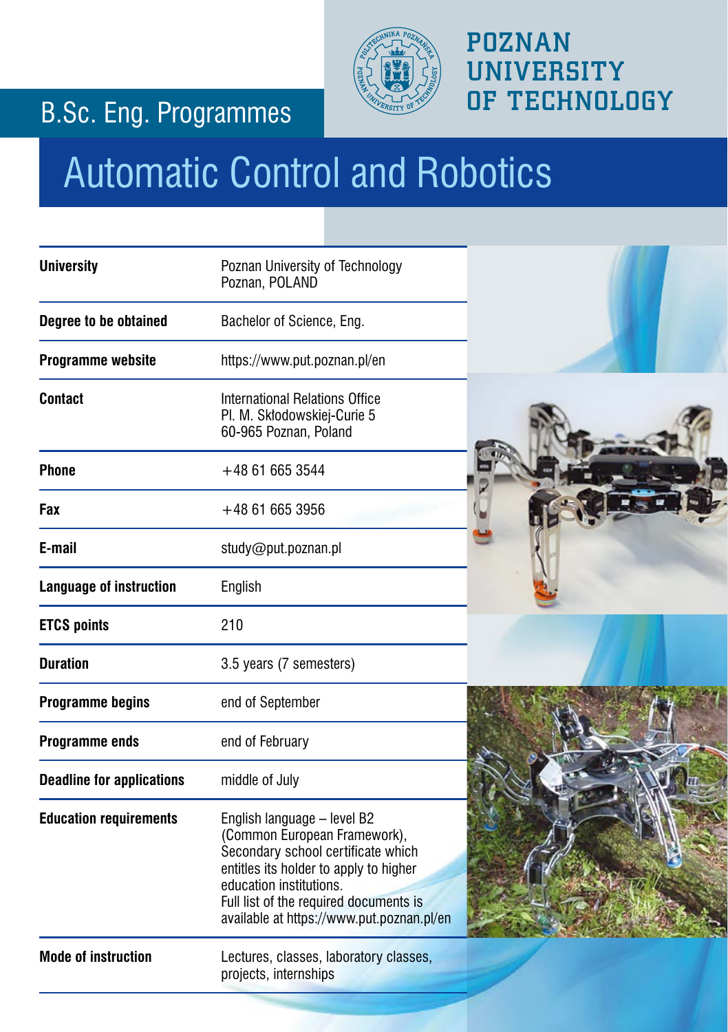# POZNAN UNIVERSITY OF TECHNOLOGY

## B.Sc. Eng. Programmes

# Automatic Control and Robotics

| | |
|---|---|
| **University** | Poznan University of Technology<br>Poznan, POLAND |
| **Degree to be obtained** | Bachelor of Science, Eng. |
| **Programme website** | https://www.put.poznan.pl/en |
| **Contact** | International Relations Office<br>Pl. M. Skłodowskiej-Curie 5<br>60-965 Poznan, Poland |
| **Phone** | +48 61 665 3544 |
| **Fax** | +48 61 665 3956 |
| **E-mail** | study@put.poznan.pl |
| **Language of instruction** | English |
| **ETCS points** | 210 |
| **Duration** | 3.5 years (7 semesters) |
| **Programme begins** | end of September |
| **Programme ends** | end of February |
| **Deadline for applications** | middle of July |
| **Education requirements** | English language – level B2 (Common European Framework),<br>Secondary school certificate which entitles its holder to apply to higher education institutions.<br>Full list of the required documents is available at https://www.put.poznan.pl/en |
| **Mode of instruction** | Lectures, classes, laboratory classes, projects, internships |